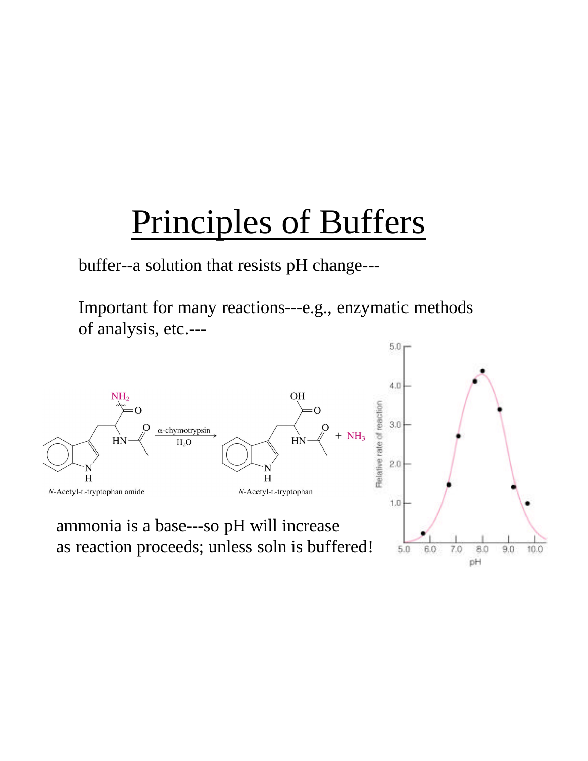# Principles of Buffers

buffer--a solution that resists pH change---

Important for many reactions---e.g., enzymatic methods of analysis, etc.---

NH$_2$

O

O

HN

N

H

α-chymotrypsin

$H_2O$

OH

O

O

HN

N

H

+ NH$_3$

*N*-Acetyl-L-tryptophan amide

*N*-Acetyl-L-tryptophan

Relative rate of reaction

5.0

4.0

3.0

2.0

1.0

5.0 6.0 7.0 8.0 9.0 10.0

pH

ammonia is a base---so pH will increase as reaction proceeds; unless soln is buffered!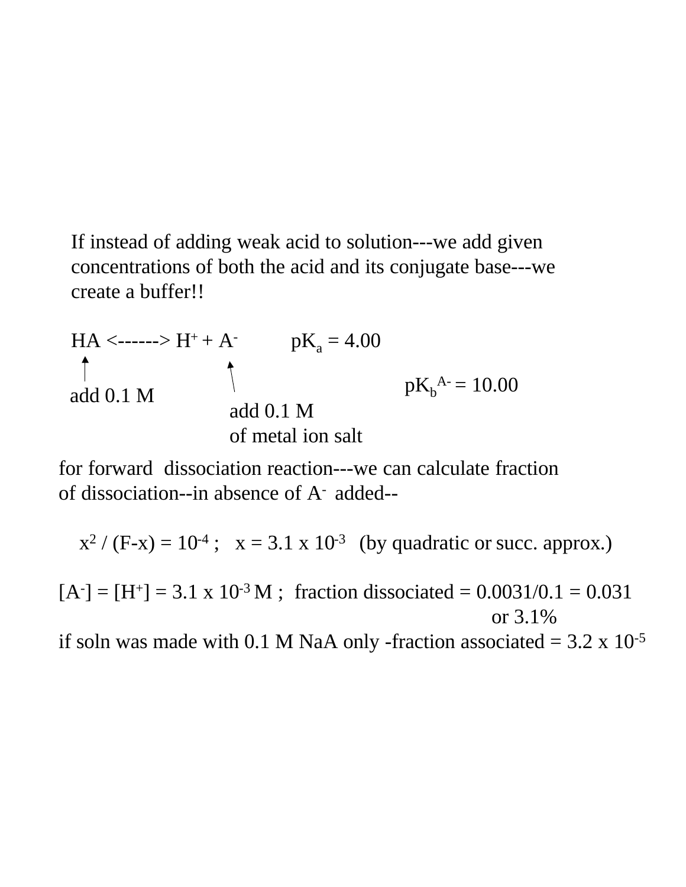If instead of adding weak acid to solution---we add given concentrations of both the acid and its conjugate base---we create a buffer!!

$HA \longleftrightarrow H^+ + A^-$ $\quad pK_a = 4.00$

add 0.1 M (HA)

add 0.1 M of metal ion salt ($A^-$)

$pK_b^{A-} = 10.00$

for forward dissociation reaction---we can calculate fraction of dissociation--in absence of $A^-$ added--

$x^2 / (F-x) = 10^{-4}$ ; $x = 3.1 \times 10^{-3}$ (by quadratic or succ. approx.)

$[A^-] = [H^+] = 3.1 \times 10^{-3}$ M ; fraction dissociated = 0.0031/0.1 = 0.031 or 3.1%

if soln was made with 0.1 M NaA only -fraction associated = $3.2 \times 10^{-5}$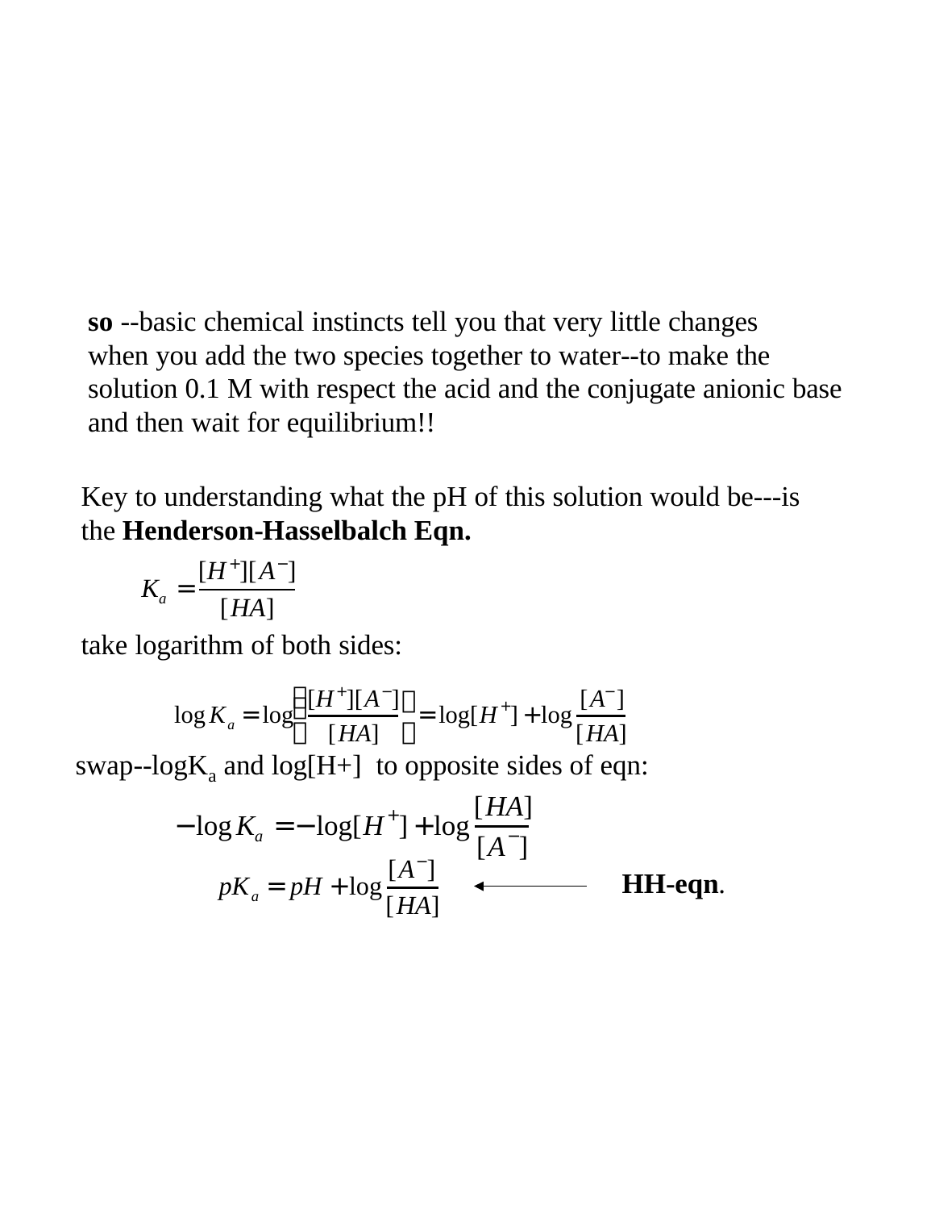**so** --basic chemical instincts tell you that very little changes when you add the two species together to water--to make the solution 0.1 M with respect the acid and the conjugate anionic base and then wait for equilibrium!!

Key to understanding what the pH of this solution would be---is the **Henderson-Hasselbalch Eqn.**

$$K_a = \frac{[H^+][A^-]}{[HA]}$$

take logarithm of both sides:

$$\log K_a = \log\left(\frac{[H^+][A^-]}{[HA]}\right) = \log[H^+] + \log\frac{[A^-]}{[HA]}$$

swap--log$K_a$ and log[H+] to opposite sides of eqn:

$$-\log K_a = -\log[H^+] + \log\frac{[HA]}{[A^-]}$$

$$pK_a = pH + \log\frac{[A^-]}{[HA]} \quad \longleftarrow \quad \textbf{HH-eqn.}$$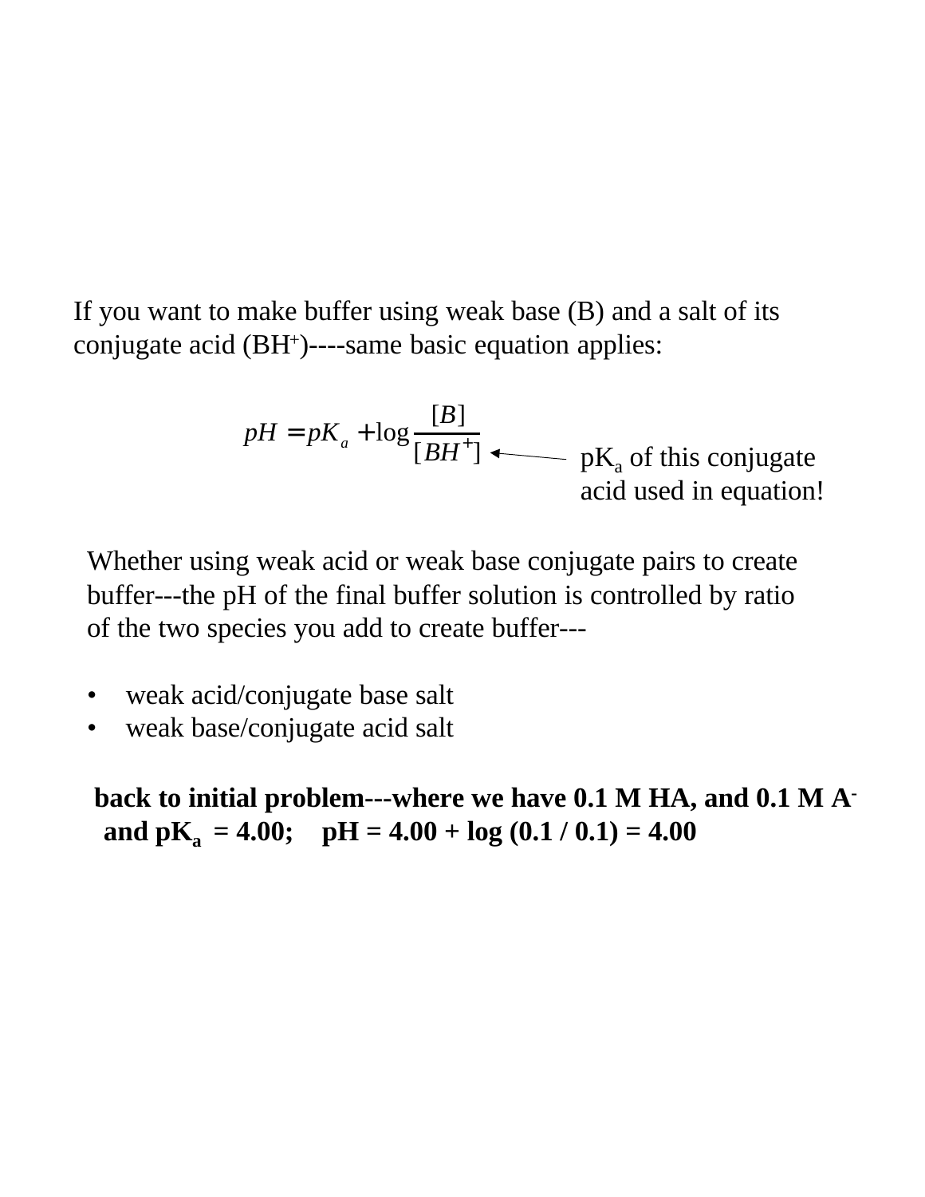If you want to make buffer using weak base (B) and a salt of its conjugate acid ($BH^+$)----same basic equation applies:

$$pH = pK_a + \log \frac{[B]}{[BH^+]}$$

← $pK_a$ of this conjugate acid used in equation!

Whether using weak acid or weak base conjugate pairs to create buffer---the pH of the final buffer solution is controlled by ratio of the two species you add to create buffer---

- weak acid/conjugate base salt
- weak base/conjugate acid salt

**back to initial problem---where we have 0.1 M HA, and 0.1 M $A^-$ and $pK_a$ = 4.00; pH = 4.00 + log (0.1 / 0.1) = 4.00**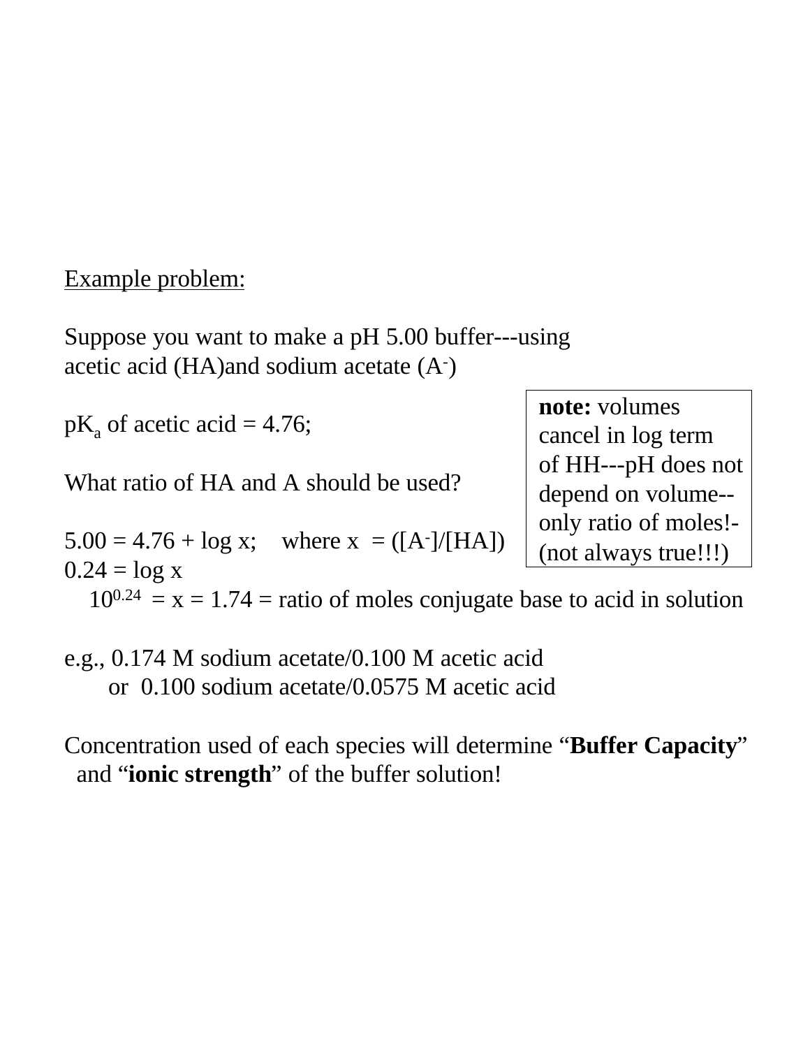<u>Example problem:</u>

Suppose you want to make a pH 5.00 buffer---using acetic acid (HA)and sodium acetate ($A^-$)

$pK_a$ of acetic acid = 4.76;

What ratio of HA and A should be used?

$5.00 = 4.76 + \log x$; where $x = ([A^-]/[HA])$

$0.24 = \log x$

$10^{0.24} = x = 1.74$ = ratio of moles conjugate base to acid in solution

> **note:** volumes cancel in log term of HH---pH does not depend on volume--only ratio of moles!-(not always true!!!)

e.g., 0.174 M sodium acetate/0.100 M acetic acid
or 0.100 sodium acetate/0.0575 M acetic acid

Concentration used of each species will determine "**Buffer Capacity**" and "**ionic strength**" of the buffer solution!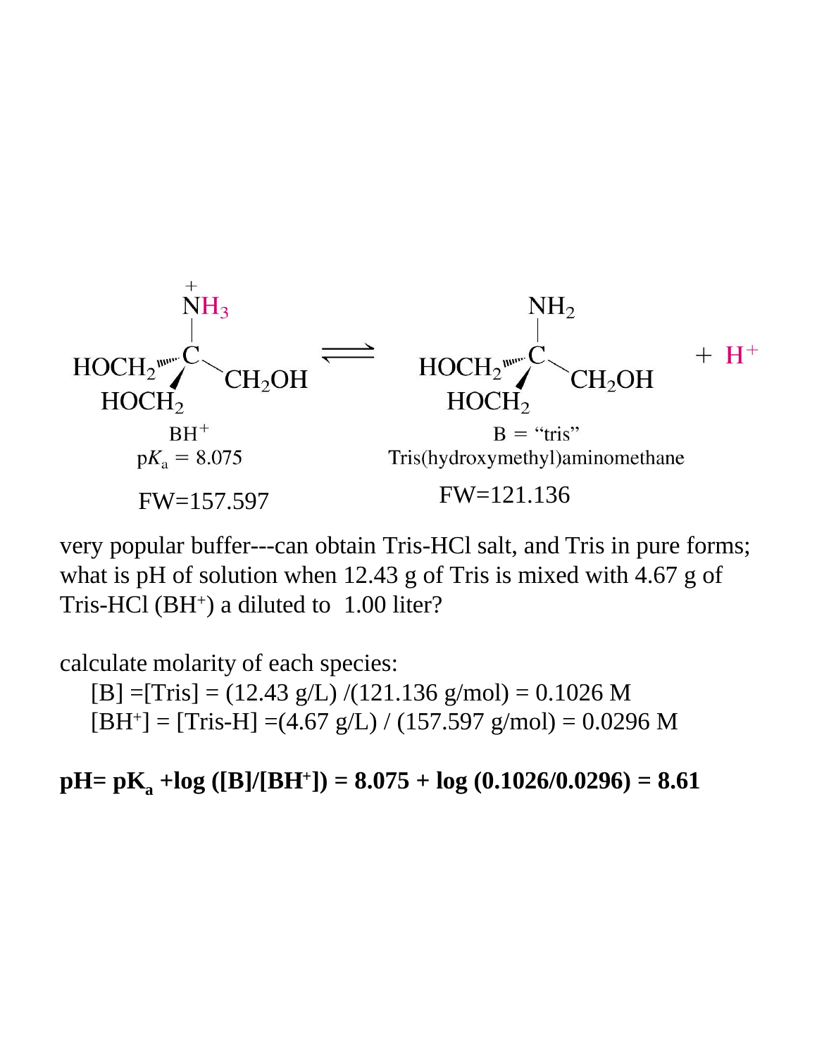$$\underset{\substack{BH^+ \\ pK_a = 8.075}}{(HOCH_2)_3C{-}NH_3^+} \rightleftharpoons \underset{\substack{B = \text{"tris"} \\ \text{Tris(hydroxymethyl)aminomethane}}}{(HOCH_2)_3C{-}NH_2} + H^+$$

FW=157.597

FW=121.136

very popular buffer---can obtain Tris-HCl salt, and Tris in pure forms; what is pH of solution when 12.43 g of Tris is mixed with 4.67 g of Tris-HCl ($BH^+$) a diluted to 1.00 liter?

calculate molarity of each species:

$[B] = [\text{Tris}] = (12.43 \text{ g/L}) / (121.136 \text{ g/mol}) = 0.1026 \text{ M}$

$[BH^+] = [\text{Tris-H}] = (4.67 \text{ g/L}) / (157.597 \text{ g/mol}) = 0.0296 \text{ M}$

**$pH = pK_a + \log([B]/[BH^+]) = 8.075 + \log(0.1026/0.0296) = 8.61$**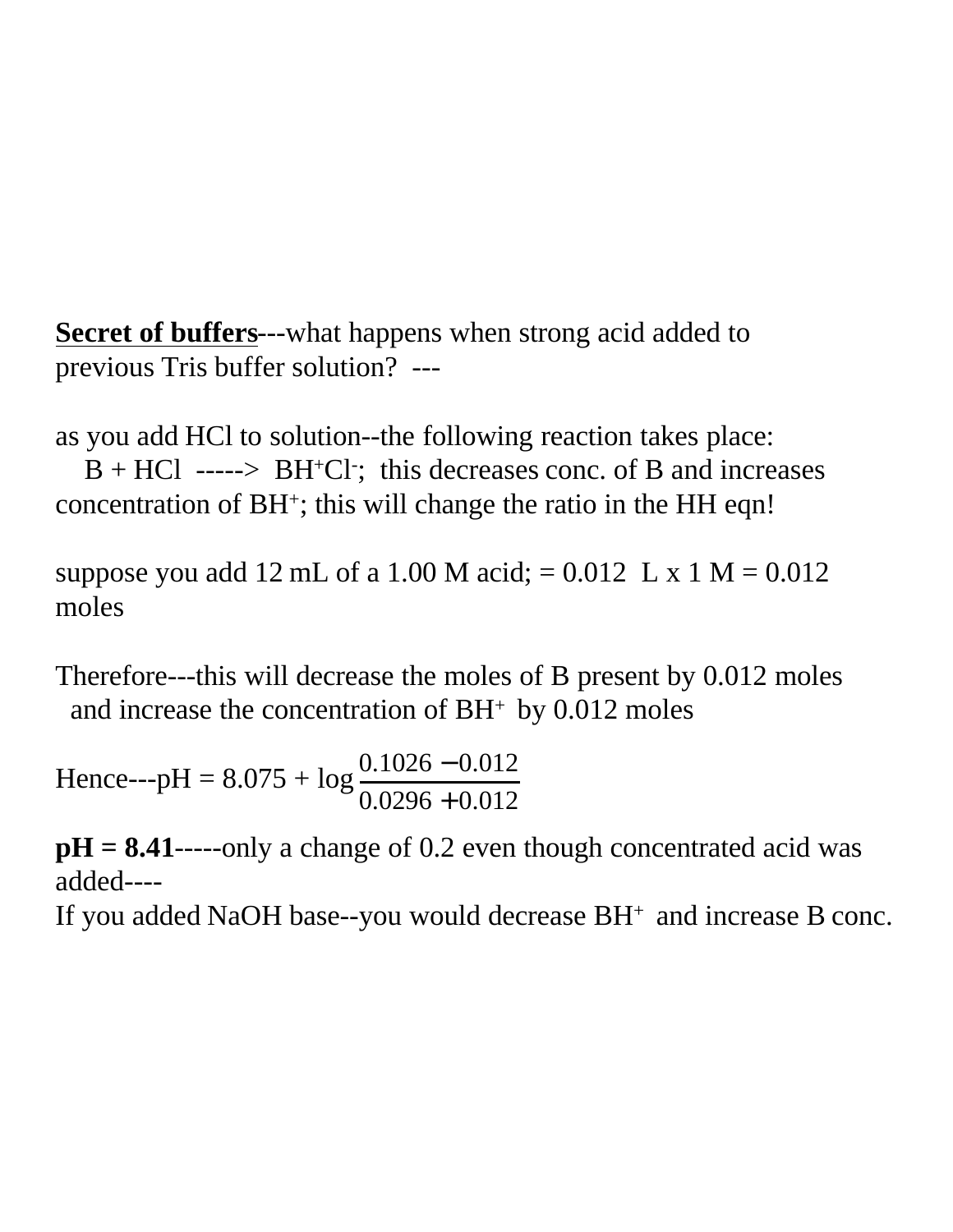**<u>Secret of buffers</u>**---what happens when strong acid added to previous Tris buffer solution? ---

as you add HCl to solution--the following reaction takes place:
 $B + HCl \longrightarrow BH^+Cl^-$; this decreases conc. of B and increases concentration of $BH^+$; this will change the ratio in the HH eqn!

suppose you add 12 mL of a 1.00 M acid; = 0.012 L x 1 M = 0.012 moles

Therefore---this will decrease the moles of B present by 0.012 moles
 and increase the concentration of $BH^+$ by 0.012 moles

Hence---$pH = 8.075 + \log \dfrac{0.1026 - 0.012}{0.0296 + 0.012}$

**pH = 8.41**-----only a change of 0.2 even though concentrated acid was added----
If you added NaOH base--you would decrease $BH^+$ and increase B conc.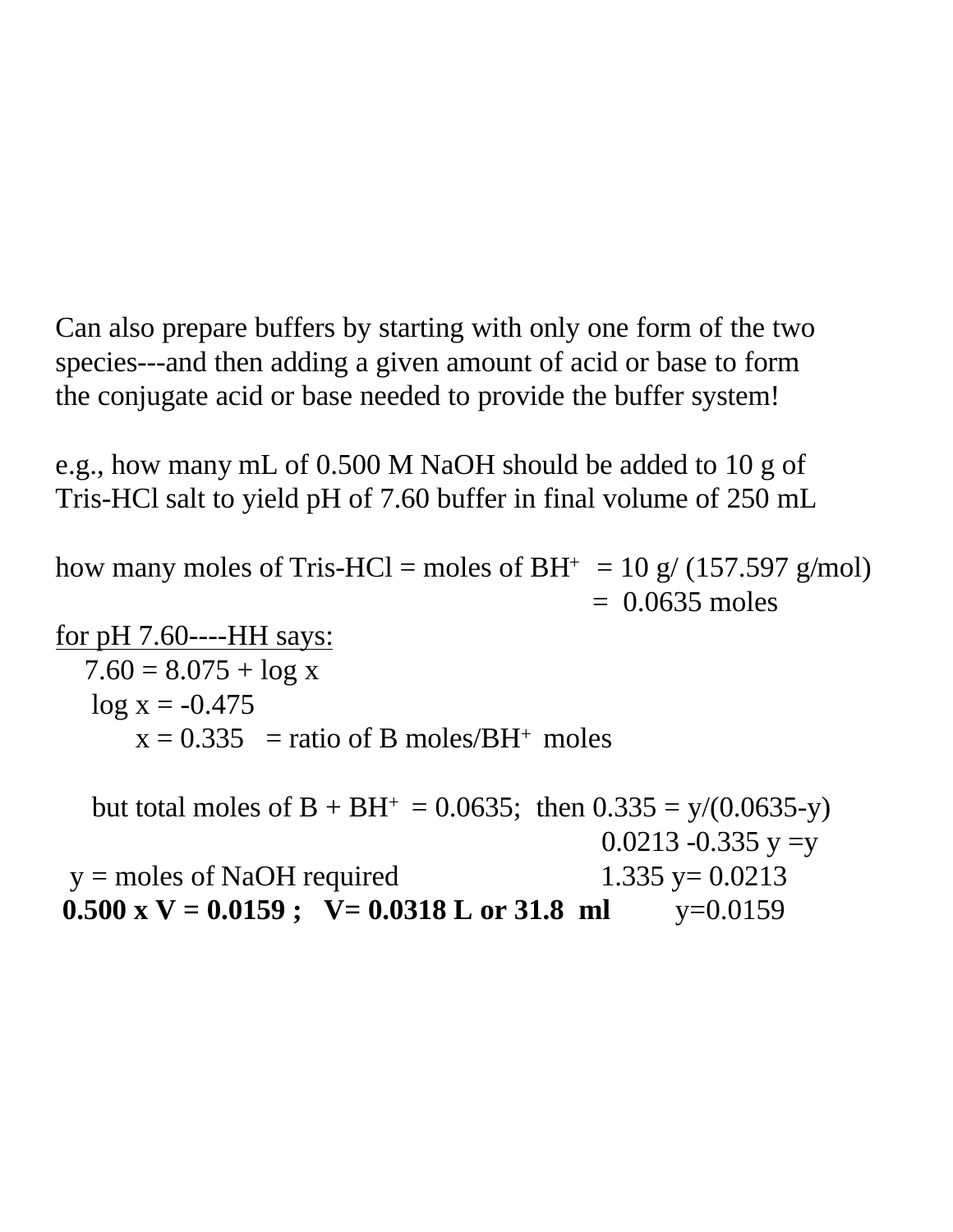Can also prepare buffers by starting with only one form of the two species---and then adding a given amount of acid or base to form the conjugate acid or base needed to provide the buffer system!

e.g., how many mL of 0.500 M NaOH should be added to 10 g of Tris-HCl salt to yield pH of 7.60 buffer in final volume of 250 mL

how many moles of Tris-HCl = moles of $BH^+$ = 10 g/ (157.597 g/mol)
= 0.0635 moles

<u>for pH 7.60----HH says:</u>

$7.60 = 8.075 + \log x$

$\log x = -0.475$

$x = 0.335$ = ratio of B moles/$BH^+$ moles

but total moles of B + $BH^+$ = 0.0635; then $0.335 = y/(0.0635-y)$

$0.0213 - 0.335\,y = y$

y = moles of NaOH required

$1.335\,y = 0.0213$

$y = 0.0159$

**0.500 x V = 0.0159 ; V= 0.0318 L or 31.8 ml**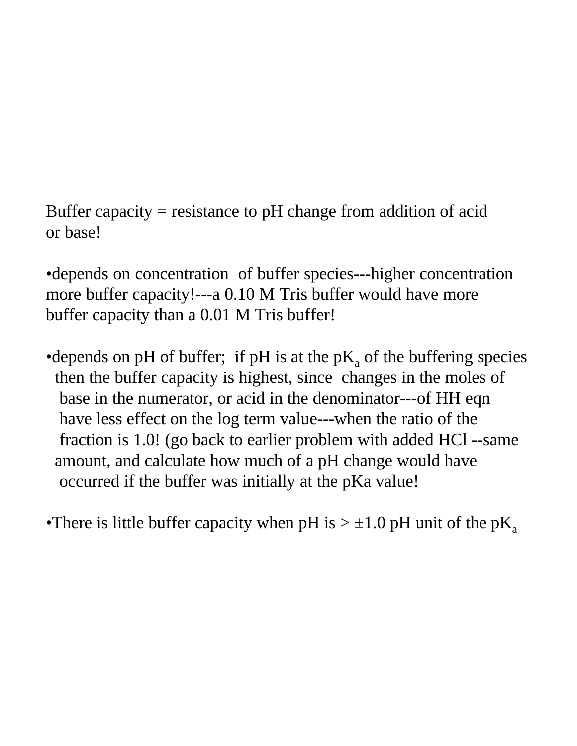Buffer capacity = resistance to pH change from addition of acid or base!

- depends on concentration of buffer species---higher concentration more buffer capacity!---a 0.10 M Tris buffer would have more buffer capacity than a 0.01 M Tris buffer!

- depends on pH of buffer; if pH is at the $pK_a$ of the buffering species then the buffer capacity is highest, since changes in the moles of base in the numerator, or acid in the denominator---of HH eqn have less effect on the log term value---when the ratio of the fraction is 1.0! (go back to earlier problem with added HCl --same amount, and calculate how much of a pH change would have occurred if the buffer was initially at the pKa value!

- There is little buffer capacity when pH is > ±1.0 pH unit of the $pK_a$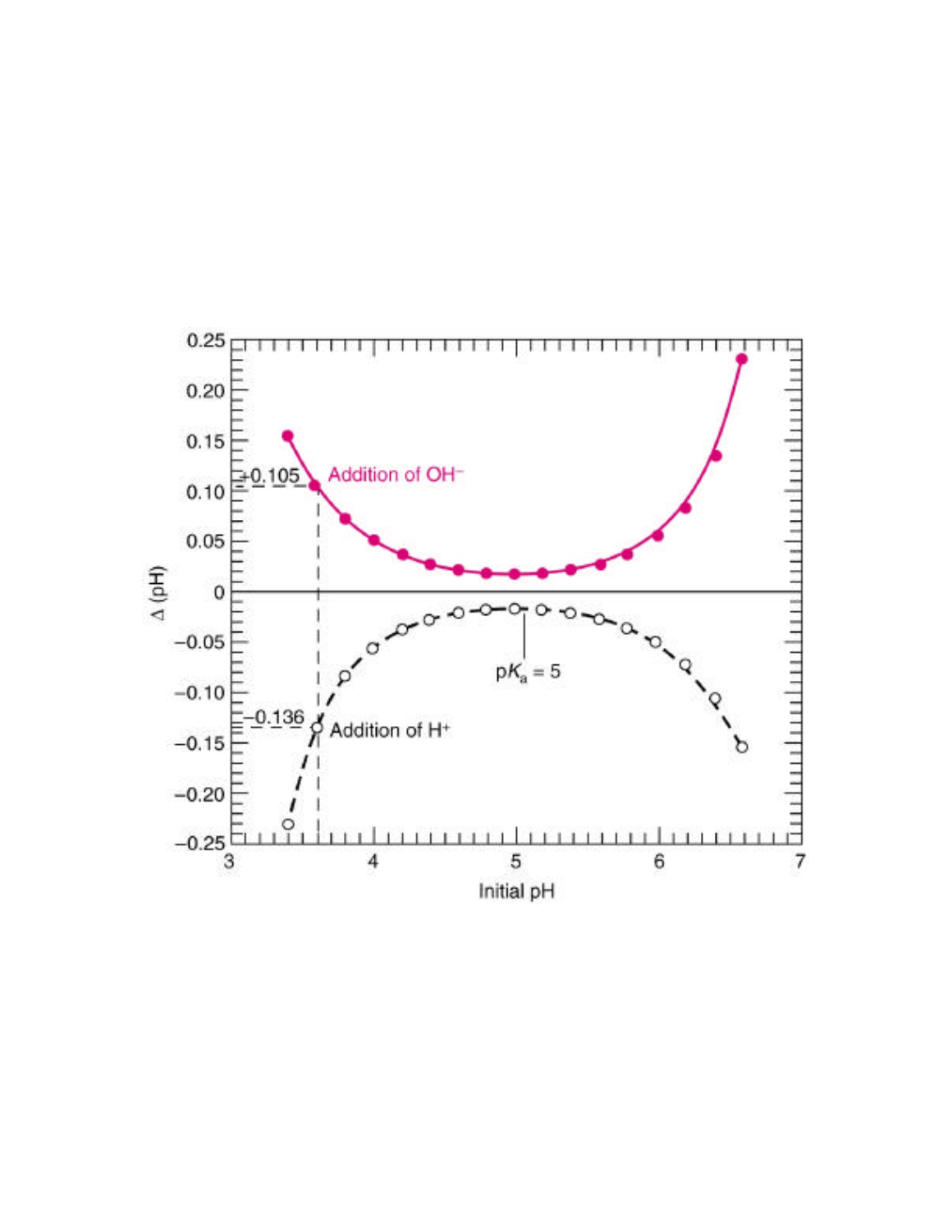0.25
0.20
0.15
0.10
0.05
0
−0.05
−0.10
−0.15
−0.20
−0.25

Δ (pH)

3
4
5
6
7

Initial pH

+0.105

Addition of $OH^-$

−0.136

Addition of $H^+$

p$K_a$ = 5